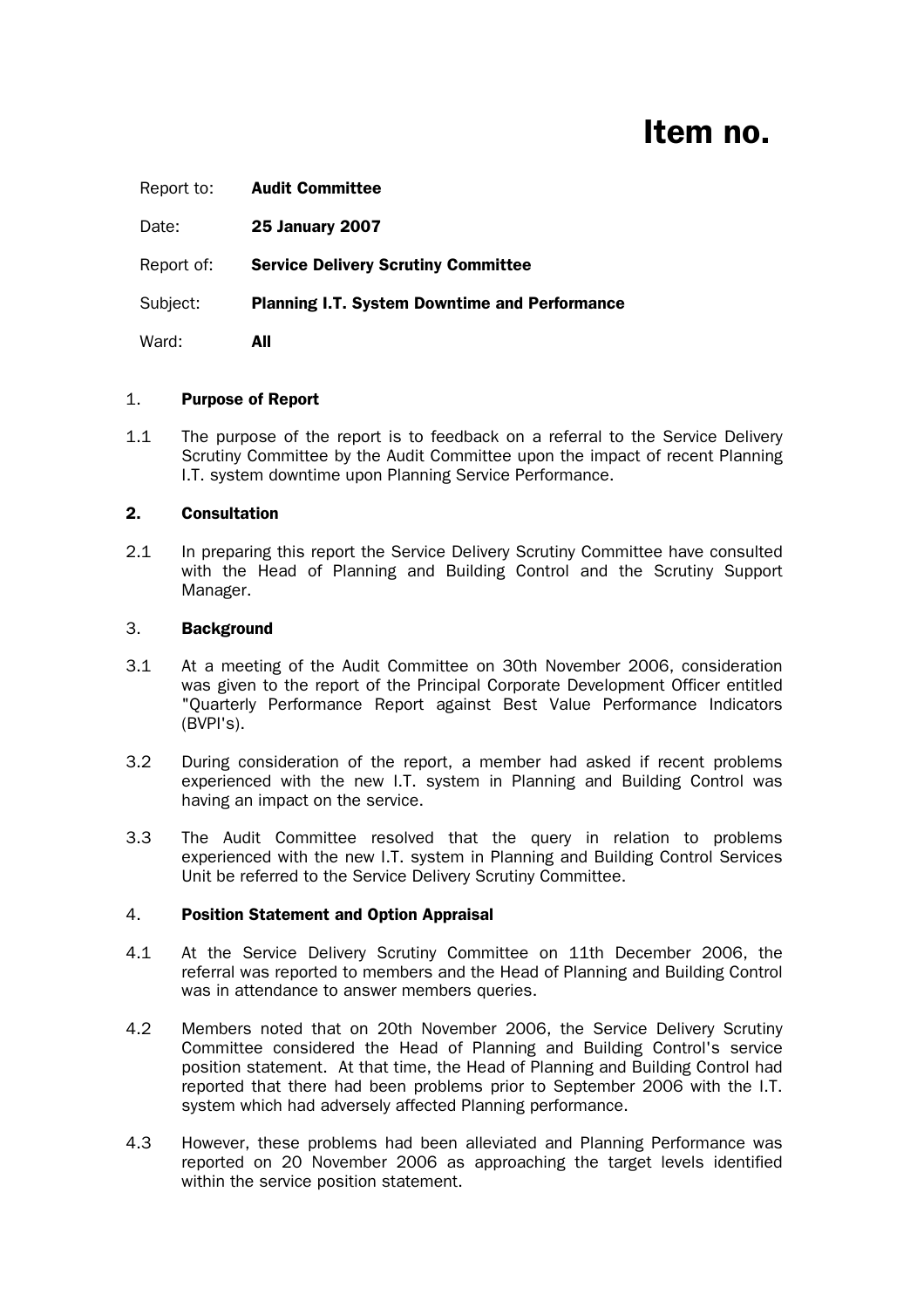# Item no.

Report to: **Audit Committee**

Date: **25 January 2007**

Report of: **Service Delivery Scrutiny Committee**

Subject: **Planning I.T. System Downtime and Performance**

Ward: **All**

## 1. Purpose of Report

1.1 The purpose of the report is to feedback on a referral to the Service Delivery Scrutiny Committee by the Audit Committee upon the impact of recent Planning I.T. system downtime upon Planning Service Performance.

## 2. Consultation

2.1 In preparing this report the Service Delivery Scrutiny Committee have consulted with the Head of Planning and Building Control and the Scrutiny Support Manager.

## 3. Background

3.1 At a meeting of the Audit Committee on 30th November 2006, consideration was given to the report of the Principal Corporate Development Officer entitled "Quarterly Performance Report against Best Value Performance Indicators (BVPI's).

3.2 During consideration of the report, a member had asked if recent problems experienced with the new I.T. system in Planning and Building Control was having an impact on the service.

3.3 The Audit Committee resolved that the query in relation to problems experienced with the new I.T. system in Planning and Building Control Services Unit be referred to the Service Delivery Scrutiny Committee.

## 4. Position Statement and Option Appraisal

4.1 At the Service Delivery Scrutiny Committee on 11th December 2006, the referral was reported to members and the Head of Planning and Building Control was in attendance to answer members queries.

4.2 Members noted that on 20th November 2006, the Service Delivery Scrutiny Committee considered the Head of Planning and Building Control's service position statement. At that time, the Head of Planning and Building Control had reported that there had been problems prior to September 2006 with the I.T. system which had adversely affected Planning performance.

4.3 However, these problems had been alleviated and Planning Performance was reported on 20 November 2006 as approaching the target levels identified within the service position statement.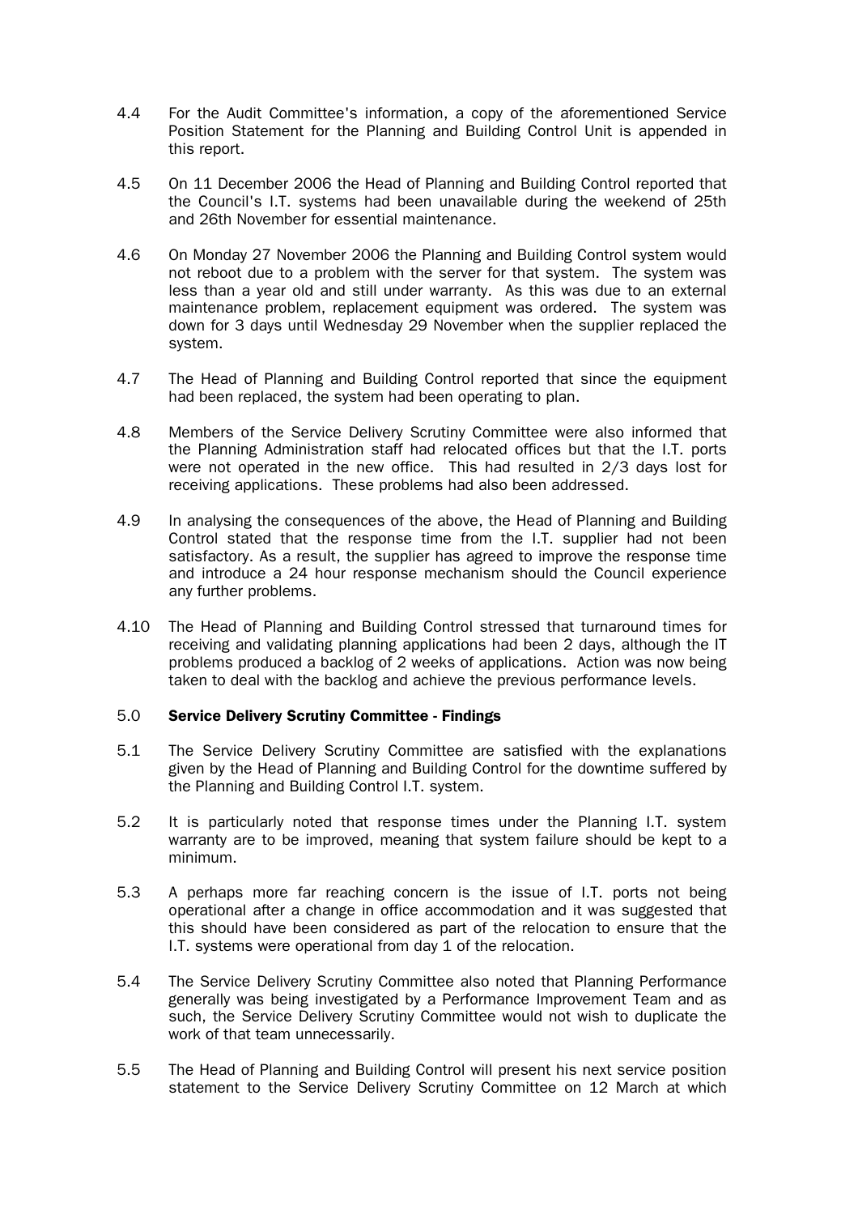4.4 For the Audit Committee's information, a copy of the aforementioned Service Position Statement for the Planning and Building Control Unit is appended in this report.

4.5 On 11 December 2006 the Head of Planning and Building Control reported that the Council's I.T. systems had been unavailable during the weekend of 25th and 26th November for essential maintenance.

4.6 On Monday 27 November 2006 the Planning and Building Control system would not reboot due to a problem with the server for that system. The system was less than a year old and still under warranty. As this was due to an external maintenance problem, replacement equipment was ordered. The system was down for 3 days until Wednesday 29 November when the supplier replaced the system.

4.7 The Head of Planning and Building Control reported that since the equipment had been replaced, the system had been operating to plan.

4.8 Members of the Service Delivery Scrutiny Committee were also informed that the Planning Administration staff had relocated offices but that the I.T. ports were not operated in the new office. This had resulted in 2/3 days lost for receiving applications. These problems had also been addressed.

4.9 In analysing the consequences of the above, the Head of Planning and Building Control stated that the response time from the I.T. supplier had not been satisfactory. As a result, the supplier has agreed to improve the response time and introduce a 24 hour response mechanism should the Council experience any further problems.

4.10 The Head of Planning and Building Control stressed that turnaround times for receiving and validating planning applications had been 2 days, although the IT problems produced a backlog of 2 weeks of applications. Action was now being taken to deal with the backlog and achieve the previous performance levels.

## 5.0 Service Delivery Scrutiny Committee - Findings

5.1 The Service Delivery Scrutiny Committee are satisfied with the explanations given by the Head of Planning and Building Control for the downtime suffered by the Planning and Building Control I.T. system.

5.2 It is particularly noted that response times under the Planning I.T. system warranty are to be improved, meaning that system failure should be kept to a minimum.

5.3 A perhaps more far reaching concern is the issue of I.T. ports not being operational after a change in office accommodation and it was suggested that this should have been considered as part of the relocation to ensure that the I.T. systems were operational from day 1 of the relocation.

5.4 The Service Delivery Scrutiny Committee also noted that Planning Performance generally was being investigated by a Performance Improvement Team and as such, the Service Delivery Scrutiny Committee would not wish to duplicate the work of that team unnecessarily.

5.5 The Head of Planning and Building Control will present his next service position statement to the Service Delivery Scrutiny Committee on 12 March at which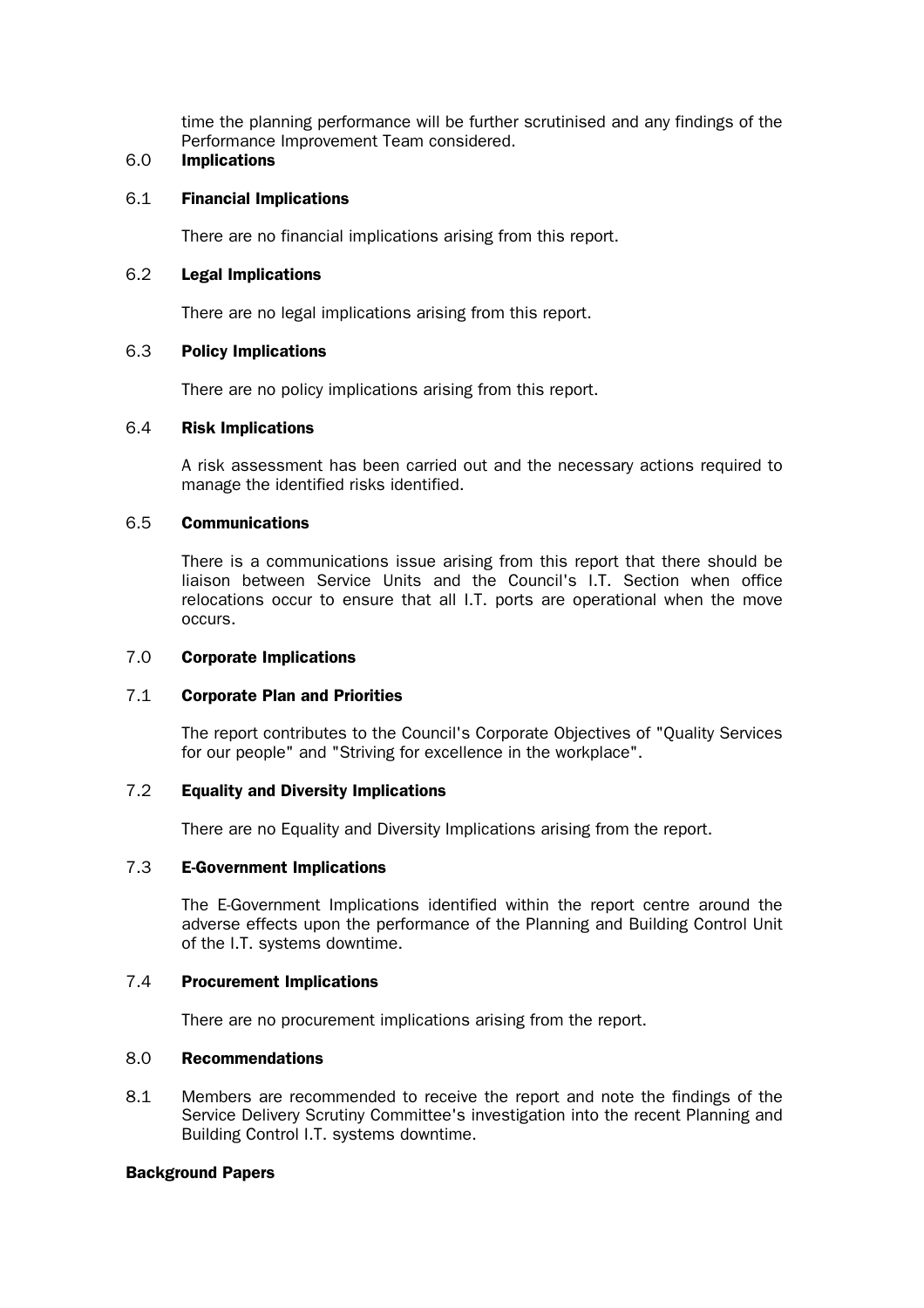time the planning performance will be further scrutinised and any findings of the Performance Improvement Team considered.

## 6.0 Implications

### 6.1 Financial Implications

There are no financial implications arising from this report.

### 6.2 Legal Implications

There are no legal implications arising from this report.

### 6.3 Policy Implications

There are no policy implications arising from this report.

### 6.4 Risk Implications

A risk assessment has been carried out and the necessary actions required to manage the identified risks identified.

### 6.5 Communications

There is a communications issue arising from this report that there should be liaison between Service Units and the Council's I.T. Section when office relocations occur to ensure that all I.T. ports are operational when the move occurs.

## 7.0 Corporate Implications

### 7.1 Corporate Plan and Priorities

The report contributes to the Council's Corporate Objectives of "Quality Services for our people" and "Striving for excellence in the workplace".

### 7.2 Equality and Diversity Implications

There are no Equality and Diversity Implications arising from the report.

### 7.3 E-Government Implications

The E-Government Implications identified within the report centre around the adverse effects upon the performance of the Planning and Building Control Unit of the I.T. systems downtime.

### 7.4 Procurement Implications

There are no procurement implications arising from the report.

## 8.0 Recommendations

8.1 Members are recommended to receive the report and note the findings of the Service Delivery Scrutiny Committee's investigation into the recent Planning and Building Control I.T. systems downtime.

**Background Papers**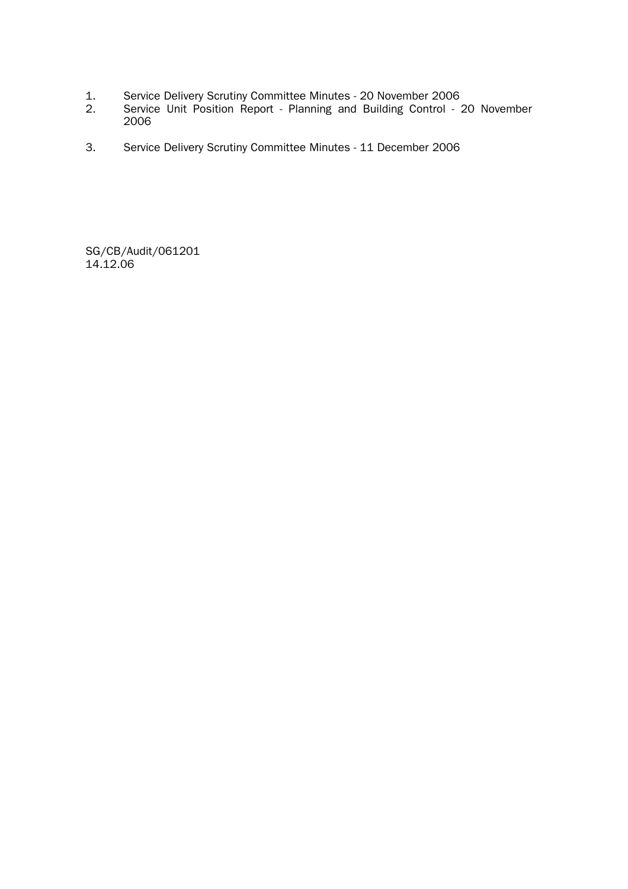1. Service Delivery Scrutiny Committee Minutes - 20 November 2006
2. Service Unit Position Report - Planning and Building Control - 20 November 2006
3. Service Delivery Scrutiny Committee Minutes - 11 December 2006

SG/CB/Audit/061201
14.12.06